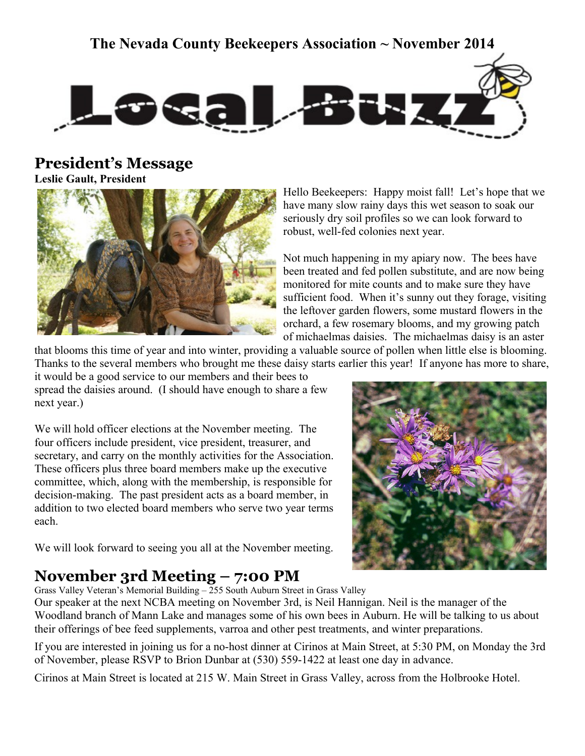The Nevada County Beekeepers Association ~ November 2014

# Local Buzz

## President's Message

**Leslie Gault, President**

Hello Beekeepers: Happy moist fall! Let's hope that we have many slow rainy days this wet season to soak our seriously dry soil profiles so we can look forward to robust, well-fed colonies next year.

Not much happening in my apiary now. The bees have been treated and fed pollen substitute, and are now being monitored for mite counts and to make sure they have sufficient food. When it's sunny out they forage, visiting the leftover garden flowers, some mustard flowers in the orchard, a few rosemary blooms, and my growing patch of michaelmas daisies. The michaelmas daisy is an aster that blooms this time of year and into winter, providing a valuable source of pollen when little else is blooming. Thanks to the several members who brought me these daisy starts earlier this year! If anyone has more to share, it would be a good service to our members and their bees to spread the daisies around. (I should have enough to share a few next year.)

We will hold officer elections at the November meeting. The four officers include president, vice president, treasurer, and secretary, and carry on the monthly activities for the Association. These officers plus three board members make up the executive committee, which, along with the membership, is responsible for decision-making. The past president acts as a board member, in addition to two elected board members who serve two year terms each.

We will look forward to seeing you all at the November meeting.

## November 3rd Meeting – 7:00 PM

Grass Valley Veteran's Memorial Building – 255 South Auburn Street in Grass Valley

Our speaker at the next NCBA meeting on November 3rd, is Neil Hannigan. Neil is the manager of the Woodland branch of Mann Lake and manages some of his own bees in Auburn. He will be talking to us about their offerings of bee feed supplements, varroa and other pest treatments, and winter preparations.

If you are interested in joining us for a no-host dinner at Cirinos at Main Street, at 5:30 PM, on Monday the 3rd of November, please RSVP to Brion Dunbar at (530) 559-1422 at least one day in advance.

Cirinos at Main Street is located at 215 W. Main Street in Grass Valley, across from the Holbrooke Hotel.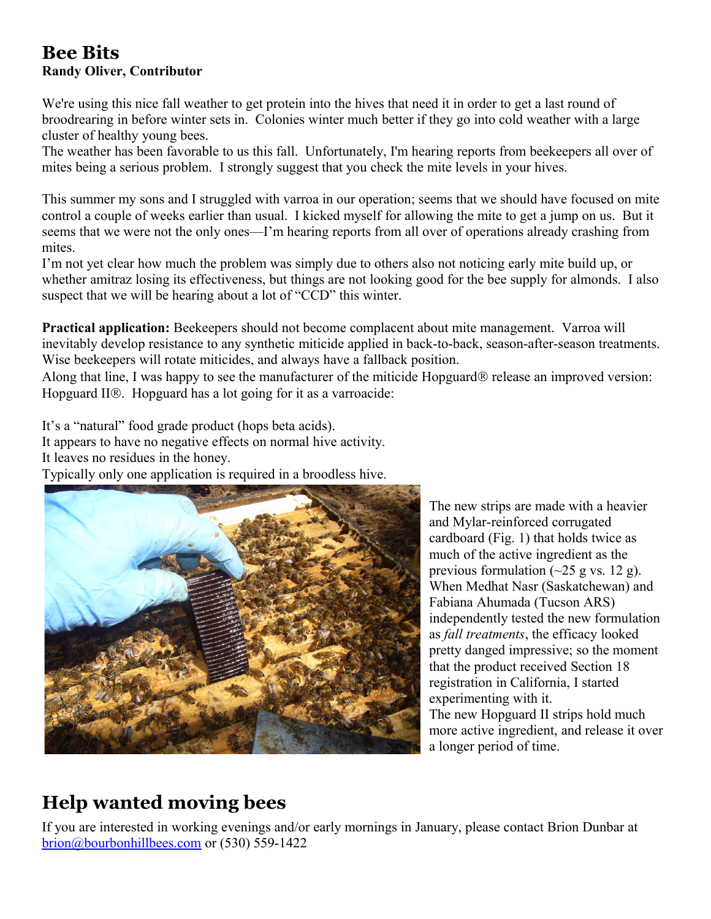# Bee Bits

**Randy Oliver, Contributor**

We're using this nice fall weather to get protein into the hives that need it in order to get a last round of broodrearing in before winter sets in. Colonies winter much better if they go into cold weather with a large cluster of healthy young bees.

The weather has been favorable to us this fall. Unfortunately, I'm hearing reports from beekeepers all over of mites being a serious problem. I strongly suggest that you check the mite levels in your hives.

This summer my sons and I struggled with varroa in our operation; seems that we should have focused on mite control a couple of weeks earlier than usual. I kicked myself for allowing the mite to get a jump on us. But it seems that we were not the only ones—I'm hearing reports from all over of operations already crashing from mites.

I'm not yet clear how much the problem was simply due to others also not noticing early mite build up, or whether amitraz losing its effectiveness, but things are not looking good for the bee supply for almonds. I also suspect that we will be hearing about a lot of "CCD" this winter.

**Practical application:** Beekeepers should not become complacent about mite management. Varroa will inevitably develop resistance to any synthetic miticide applied in back-to-back, season-after-season treatments. Wise beekeepers will rotate miticides, and always have a fallback position.

Along that line, I was happy to see the manufacturer of the miticide Hopguard® release an improved version: Hopguard II®. Hopguard has a lot going for it as a varroacide:

It's a "natural" food grade product (hops beta acids).
It appears to have no negative effects on normal hive activity.
It leaves no residues in the honey.
Typically only one application is required in a broodless hive.

The new strips are made with a heavier and Mylar-reinforced corrugated cardboard (Fig. 1) that holds twice as much of the active ingredient as the previous formulation (~25 g vs. 12 g). When Medhat Nasr (Saskatchewan) and Fabiana Ahumada (Tucson ARS) independently tested the new formulation as *fall treatments*, the efficacy looked pretty danged impressive; so the moment that the product received Section 18 registration in California, I started experimenting with it.

The new Hopguard II strips hold much more active ingredient, and release it over a longer period of time.

# Help wanted moving bees

If you are interested in working evenings and/or early mornings in January, please contact Brion Dunbar at brion@bourbonhillbees.com or (530) 559-1422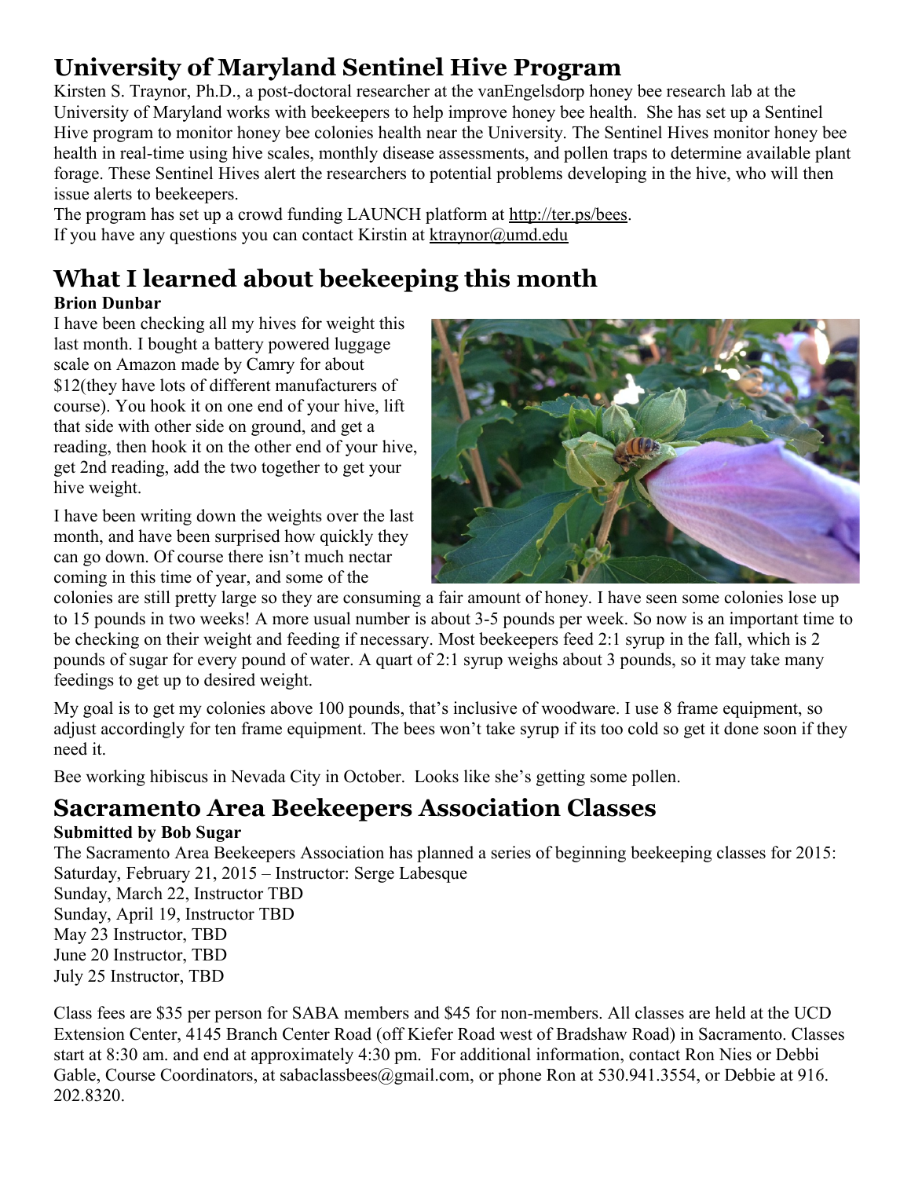## University of Maryland Sentinel Hive Program

Kirsten S. Traynor, Ph.D., a post-doctoral researcher at the vanEngelsdorp honey bee research lab at the University of Maryland works with beekeepers to help improve honey bee health. She has set up a Sentinel Hive program to monitor honey bee colonies health near the University. The Sentinel Hives monitor honey bee health in real-time using hive scales, monthly disease assessments, and pollen traps to determine available plant forage. These Sentinel Hives alert the researchers to potential problems developing in the hive, who will then issue alerts to beekeepers.

The program has set up a crowd funding LAUNCH platform at http://ter.ps/bees.

If you have any questions you can contact Kirstin at ktraynor@umd.edu

## What I learned about beekeeping this month

**Brion Dunbar**

I have been checking all my hives for weight this last month. I bought a battery powered luggage scale on Amazon made by Camry for about $12(they have lots of different manufacturers of course). You hook it on one end of your hive, lift that side with other side on ground, and get a reading, then hook it on the other end of your hive, get 2nd reading, add the two together to get your hive weight.

I have been writing down the weights over the last month, and have been surprised how quickly they can go down. Of course there isn't much nectar coming in this time of year, and some of the colonies are still pretty large so they are consuming a fair amount of honey. I have seen some colonies lose up to 15 pounds in two weeks! A more usual number is about 3-5 pounds per week. So now is an important time to be checking on their weight and feeding if necessary. Most beekeepers feed 2:1 syrup in the fall, which is 2 pounds of sugar for every pound of water. A quart of 2:1 syrup weighs about 3 pounds, so it may take many feedings to get up to desired weight.

My goal is to get my colonies above 100 pounds, that's inclusive of woodware. I use 8 frame equipment, so adjust accordingly for ten frame equipment. The bees won't take syrup if its too cold so get it done soon if they need it.

Bee working hibiscus in Nevada City in October. Looks like she's getting some pollen.

## Sacramento Area Beekeepers Association Classes

**Submitted by Bob Sugar**

The Sacramento Area Beekeepers Association has planned a series of beginning beekeeping classes for 2015:

Saturday, February 21, 2015 – Instructor: Serge Labesque
Sunday, March 22, Instructor TBD
Sunday, April 19, Instructor TBD
May 23 Instructor, TBD
June 20 Instructor, TBD
July 25 Instructor, TBD

Class fees are $35 per person for SABA members and $45 for non-members. All classes are held at the UCD Extension Center, 4145 Branch Center Road (off Kiefer Road west of Bradshaw Road) in Sacramento. Classes start at 8:30 am. and end at approximately 4:30 pm. For additional information, contact Ron Nies or Debbi Gable, Course Coordinators, at sabaclassbees@gmail.com, or phone Ron at 530.941.3554, or Debbie at 916. 202.8320.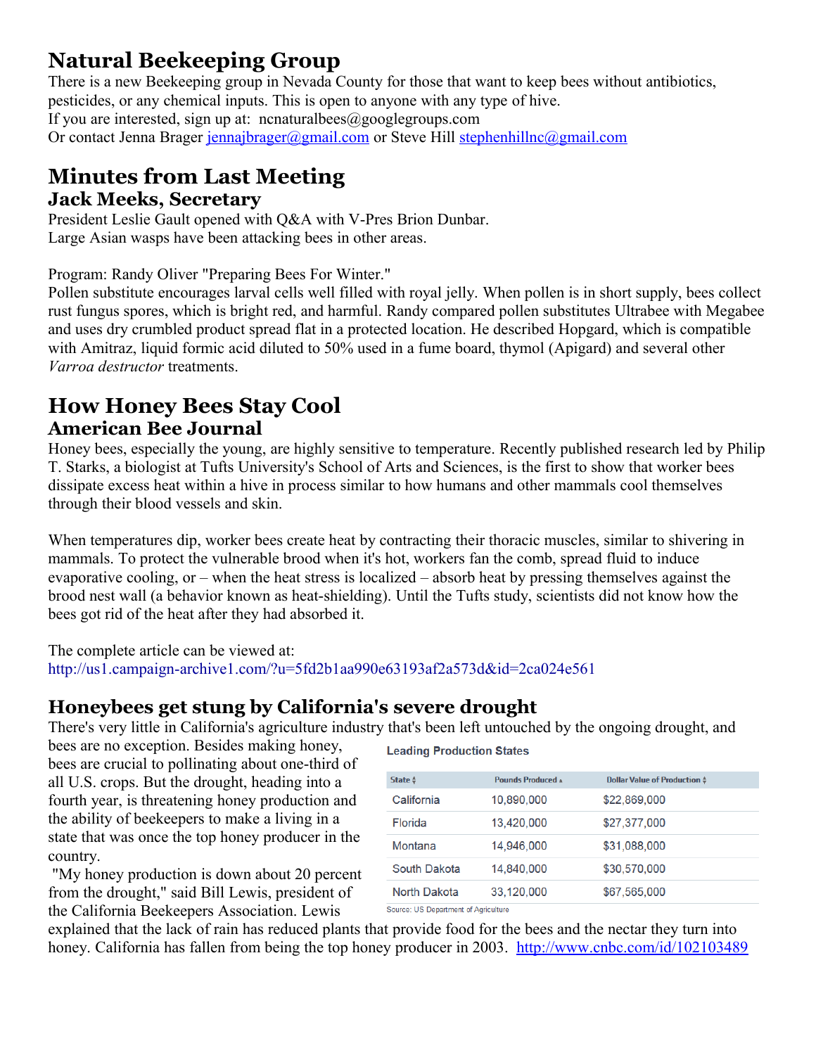# Natural Beekeeping Group

There is a new Beekeeping group in Nevada County for those that want to keep bees without antibiotics, pesticides, or any chemical inputs. This is open to anyone with any type of hive.
If you are interested, sign up at: ncnaturalbees@googlegroups.com
Or contact Jenna Brager jennajbrager@gmail.com or Steve Hill stephenhillnc@gmail.com

# Minutes from Last Meeting

## Jack Meeks, Secretary

President Leslie Gault opened with Q&A with V-Pres Brion Dunbar.
Large Asian wasps have been attacking bees in other areas.

Program: Randy Oliver "Preparing Bees For Winter."
Pollen substitute encourages larval cells well filled with royal jelly. When pollen is in short supply, bees collect rust fungus spores, which is bright red, and harmful. Randy compared pollen substitutes Ultrabee with Megabee and uses dry crumbled product spread flat in a protected location. He described Hopgard, which is compatible with Amitraz, liquid formic acid diluted to 50% used in a fume board, thymol (Apigard) and several other *Varroa destructor* treatments.

# How Honey Bees Stay Cool

## American Bee Journal

Honey bees, especially the young, are highly sensitive to temperature. Recently published research led by Philip T. Starks, a biologist at Tufts University's School of Arts and Sciences, is the first to show that worker bees dissipate excess heat within a hive in process similar to how humans and other mammals cool themselves through their blood vessels and skin.

When temperatures dip, worker bees create heat by contracting their thoracic muscles, similar to shivering in mammals. To protect the vulnerable brood when it's hot, workers fan the comb, spread fluid to induce evaporative cooling, or – when the heat stress is localized – absorb heat by pressing themselves against the brood nest wall (a behavior known as heat-shielding). Until the Tufts study, scientists did not know how the bees got rid of the heat after they had absorbed it.

The complete article can be viewed at:
http://us1.campaign-archive1.com/?u=5fd2b1aa990e63193af2a573d&id=2ca024e561

## Honeybees get stung by California's severe drought

There's very little in California's agriculture industry that's been left untouched by the ongoing drought, and bees are no exception. Besides making honey, bees are crucial to pollinating about one-third of all U.S. crops. But the drought, heading into a fourth year, is threatening honey production and the ability of beekeepers to make a living in a state that was once the top honey producer in the country.

"My honey production is down about 20 percent from the drought," said Bill Lewis, president of the California Beekeepers Association. Lewis explained that the lack of rain has reduced plants that provide food for the bees and the nectar they turn into honey. California has fallen from being the top honey producer in 2003. http://www.cnbc.com/id/102103489

**Leading Production States**

| State | Pounds Produced | Dollar Value of Production |
|---|---|---|
| California | 10,890,000 | $22,869,000 |
| Florida | 13,420,000 | $27,377,000 |
| Montana | 14,946,000 | $31,088,000 |
| South Dakota | 14,840,000 | $30,570,000 |
| North Dakota | 33,120,000 | $67,565,000 |

Source: US Department of Agriculture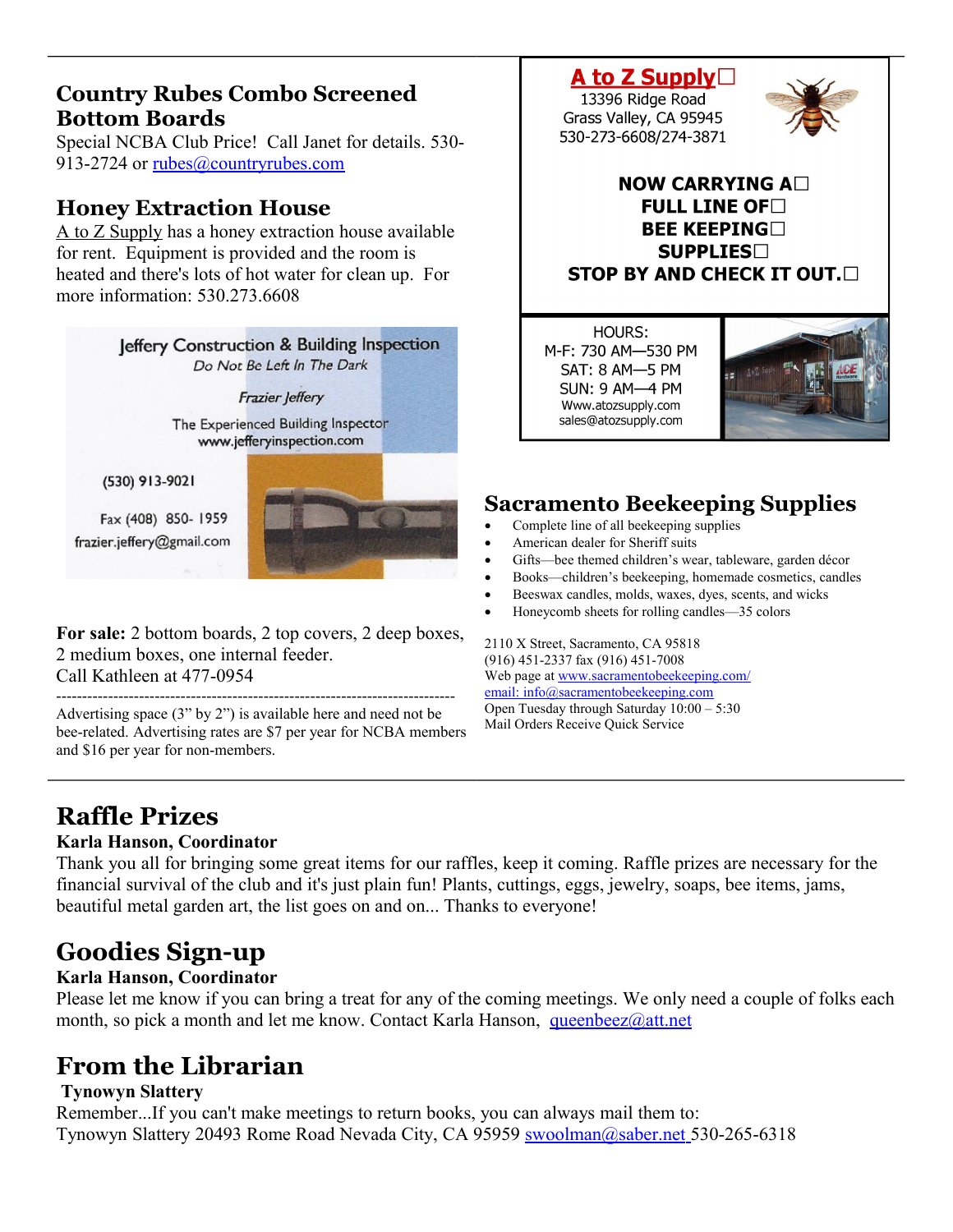## Country Rubes Combo Screened Bottom Boards

Special NCBA Club Price! Call Janet for details. 530-913-2724 or rubes@countryrubes.com

## Honey Extraction House

A to Z Supply has a honey extraction house available for rent. Equipment is provided and the room is heated and there's lots of hot water for clean up. For more information: 530.273.6608

Jeffery Construction & Building Inspection
*Do Not Be Left In The Dark*

*Frazier Jeffery*

The Experienced Building Inspector
www.jefferyinspection.com

(530) 913-9021

Fax (408) 850- 1959
frazier.jeffery@gmail.com

**For sale:** 2 bottom boards, 2 top covers, 2 deep boxes, 2 medium boxes, one internal feeder.
Call Kathleen at 477-0954

---

Advertising space (3" by 2") is available here and need not be bee-related. Advertising rates are $7 per year for NCBA members and $16 per year for non-members.

**A to Z Supply**
13396 Ridge Road
Grass Valley, CA 95945
530-273-6608/274-3871

**NOW CARRYING A FULL LINE OF BEE KEEPING SUPPLIES**
**STOP BY AND CHECK IT OUT.**

HOURS:
M-F: 730 AM—530 PM
SAT: 8 AM—5 PM
SUN: 9 AM—4 PM
Www.atozsupply.com
sales@atozsupply.com

## Sacramento Beekeeping Supplies

- Complete line of all beekeeping supplies
- American dealer for Sheriff suits
- Gifts—bee themed children's wear, tableware, garden décor
- Books—children's beekeeping, homemade cosmetics, candles
- Beeswax candles, molds, waxes, dyes, scents, and wicks
- Honeycomb sheets for rolling candles—35 colors

2110 X Street, Sacramento, CA 95818
(916) 451-2337 fax (916) 451-7008
Web page at www.sacramentobeekeeping.com/
email: info@sacramentobeekeeping.com
Open Tuesday through Saturday 10:00 – 5:30
Mail Orders Receive Quick Service

---

## Raffle Prizes

**Karla Hanson, Coordinator**

Thank you all for bringing some great items for our raffles, keep it coming. Raffle prizes are necessary for the financial survival of the club and it's just plain fun! Plants, cuttings, eggs, jewelry, soaps, bee items, jams, beautiful metal garden art, the list goes on and on... Thanks to everyone!

## Goodies Sign-up

**Karla Hanson, Coordinator**

Please let me know if you can bring a treat for any of the coming meetings. We only need a couple of folks each month, so pick a month and let me know. Contact Karla Hanson, queenbeez@att.net

## From the Librarian

**Tynowyn Slattery**

Remember...If you can't make meetings to return books, you can always mail them to:
Tynowyn Slattery 20493 Rome Road Nevada City, CA 95959 swoolman@saber.net 530-265-6318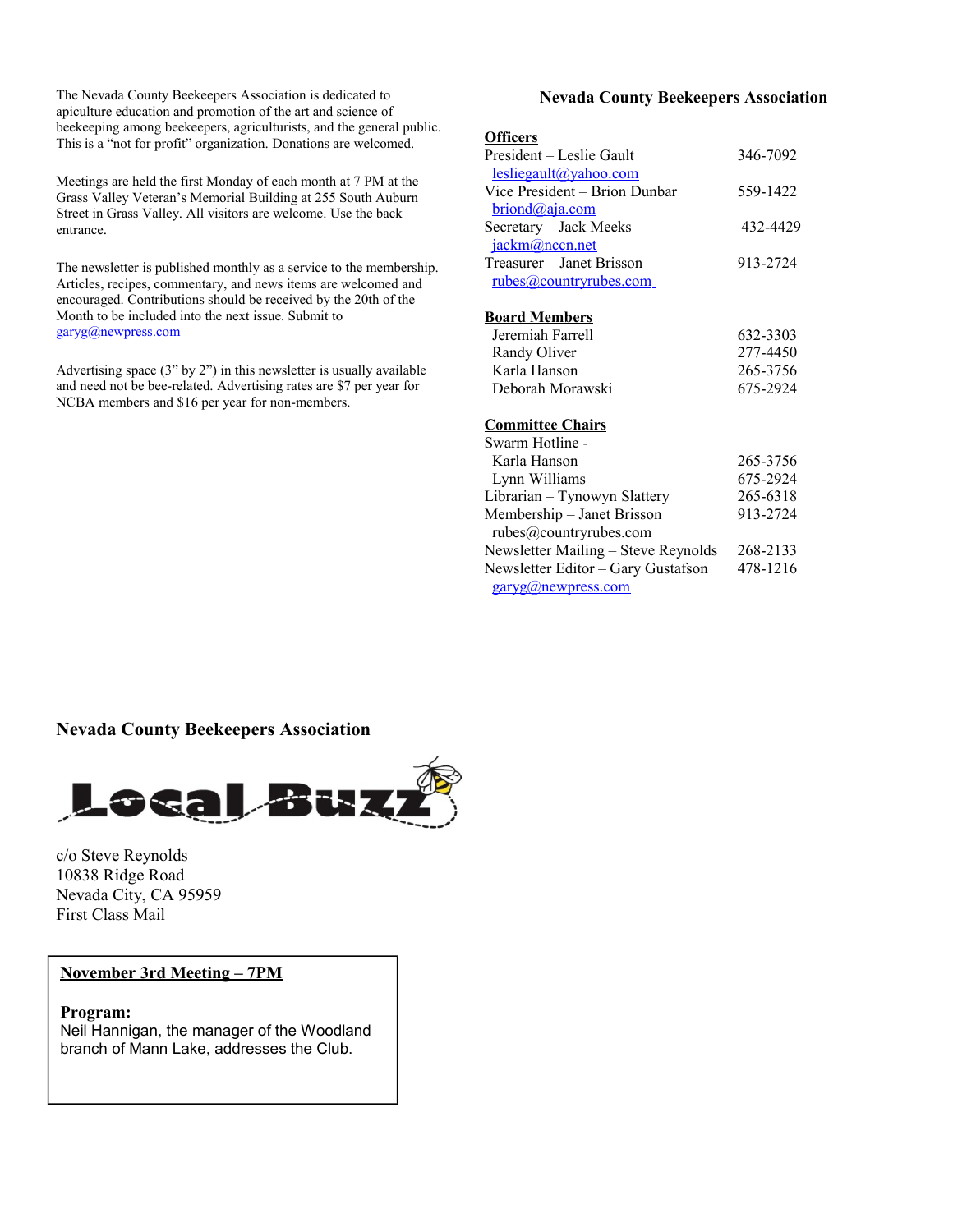The Nevada County Beekeepers Association is dedicated to apiculture education and promotion of the art and science of beekeeping among beekeepers, agriculturists, and the general public. This is a "not for profit" organization. Donations are welcomed.

Meetings are held the first Monday of each month at 7 PM at the Grass Valley Veteran's Memorial Building at 255 South Auburn Street in Grass Valley. All visitors are welcome. Use the back entrance.

The newsletter is published monthly as a service to the membership. Articles, recipes, commentary, and news items are welcomed and encouraged. Contributions should be received by the 20th of the Month to be included into the next issue. Submit to garyg@newpress.com

Advertising space (3" by 2") in this newsletter is usually available and need not be bee-related. Advertising rates are $7 per year for NCBA members and $16 per year for non-members.

## Nevada County Beekeepers Association

**Officers**

| | |
|---|---|
| President – Leslie Gault<br>lesliegault@yahoo.com | 346-7092 |
| Vice President – Brion Dunbar<br>briond@aja.com | 559-1422 |
| Secretary – Jack Meeks<br>jackm@nccn.net | 432-4429 |
| Treasurer – Janet Brisson<br>rubes@countryrubes.com | 913-2724 |

**Board Members**

| | |
|---|---|
| Jeremiah Farrell | 632-3303 |
| Randy Oliver | 277-4450 |
| Karla Hanson | 265-3756 |
| Deborah Morawski | 675-2924 |

**Committee Chairs**

| | |
|---|---|
| Swarm Hotline - | |
| Karla Hanson | 265-3756 |
| Lynn Williams | 675-2924 |
| Librarian – Tynowyn Slattery | 265-6318 |
| Membership – Janet Brisson<br>rubes@countryrubes.com | 913-2724 |
| Newsletter Mailing – Steve Reynolds | 268-2133 |
| Newsletter Editor – Gary Gustafson<br>garyg@newpress.com | 478-1216 |

## Nevada County Beekeepers Association

**Local Buzz**

c/o Steve Reynolds
10838 Ridge Road
Nevada City, CA 95959
First Class Mail

**November 3rd Meeting – 7PM**

**Program:**
Neil Hannigan, the manager of the Woodland branch of Mann Lake, addresses the Club.